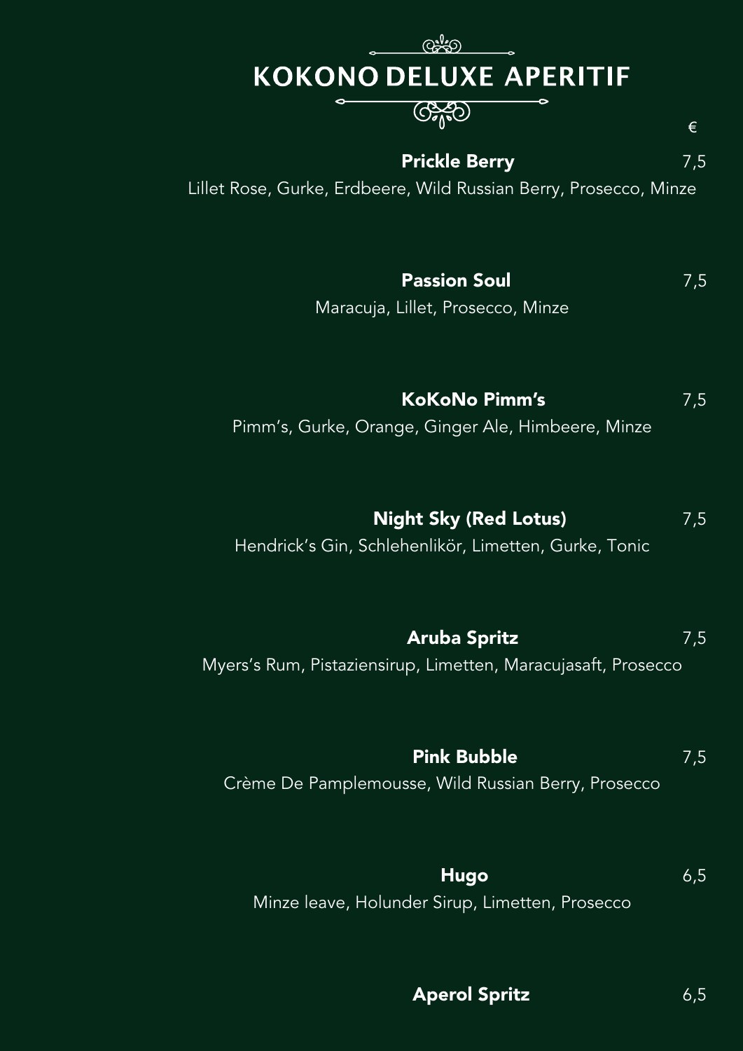# KOKONO DELUXE APERITIF

€

**Prickle Berry** 7,5
Lillet Rose, Gurke, Erdbeere, Wild Russian Berry, Prosecco, Minze

**Passion Soul** 7,5
Maracuja, Lillet, Prosecco, Minze

**KoKoNo Pimm’s** 7,5
Pimm’s, Gurke, Orange, Ginger Ale, Himbeere, Minze

**Night Sky (Red Lotus)** 7,5
Hendrick’s Gin, Schlehenlikör, Limetten, Gurke, Tonic

**Aruba Spritz** 7,5
Myers’s Rum, Pistaziensirup, Limetten, Maracujasaft, Prosecco

**Pink Bubble** 7,5
Crème De Pamplemousse, Wild Russian Berry, Prosecco

**Hugo** 6,5
Minze leave, Holunder Sirup, Limetten, Prosecco

**Aperol Spritz** 6,5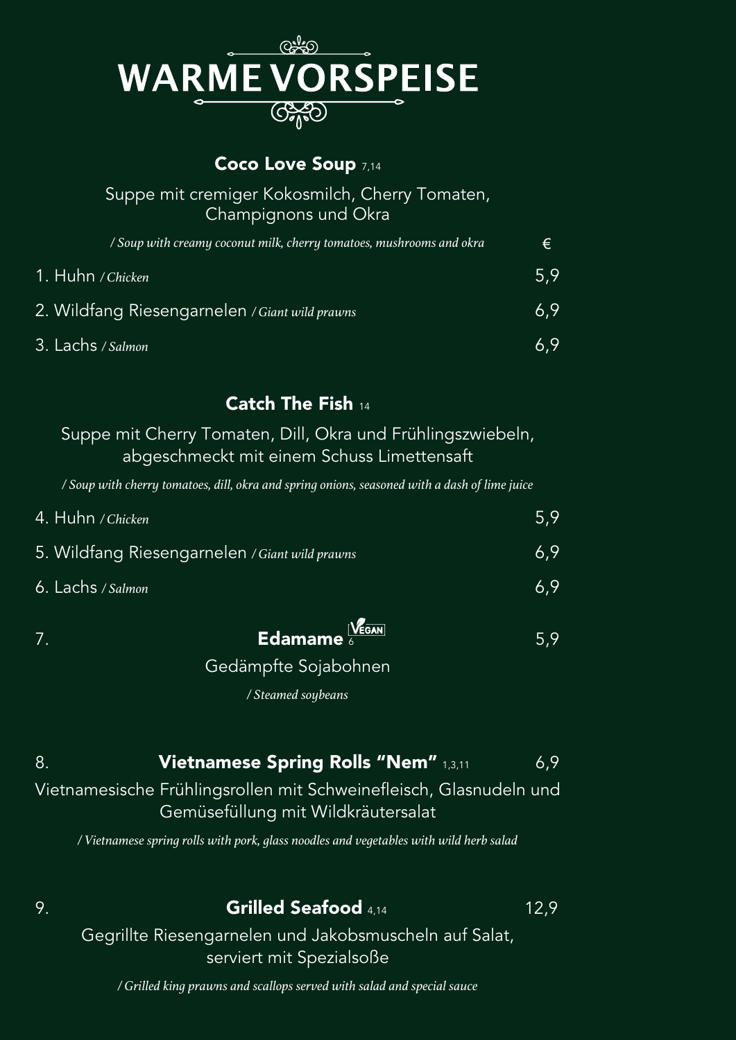# WARME VORSPEISE

## Coco Love Soup 7,14

Suppe mit cremiger Kokosmilch, Cherry Tomaten, Champignons und Okra

*/ Soup with creamy coconut milk, cherry tomatoes, mushrooms and okra*

| | € |
|---|---|
| 1. Huhn */ Chicken* | 5,9 |
| 2. Wildfang Riesengarnelen */ Giant wild prawns* | 6,9 |
| 3. Lachs */ Salmon* | 6,9 |

## Catch The Fish 14

Suppe mit Cherry Tomaten, Dill, Okra und Frühlingszwiebeln, abgeschmeckt mit einem Schuss Limettensaft

*/ Soup with cherry tomatoes, dill, okra and spring onions, seasoned with a dash of lime juice*

| | |
|---|---|
| 4. Huhn */ Chicken* | 5,9 |
| 5. Wildfang Riesengarnelen */ Giant wild prawns* | 6,9 |
| 6. Lachs */ Salmon* | 6,9 |

## 7. Edamame 6 VEGAN — 5,9

Gedämpfte Sojabohnen

*/ Steamed soybeans*

## 8. Vietnamese Spring Rolls "Nem" 1,3,11 — 6,9

Vietnamesische Frühlingsrollen mit Schweinefleisch, Glasnudeln und Gemüsefüllung mit Wildkräutersalat

*/ Vietnamese spring rolls with pork, glass noodles and vegetables with wild herb salad*

## 9. Grilled Seafood 4,14 — 12,9

Gegrillte Riesengarnelen und Jakobsmuscheln auf Salat, serviert mit Spezialsoße

*/ Grilled king prawns and scallops served with salad and special sauce*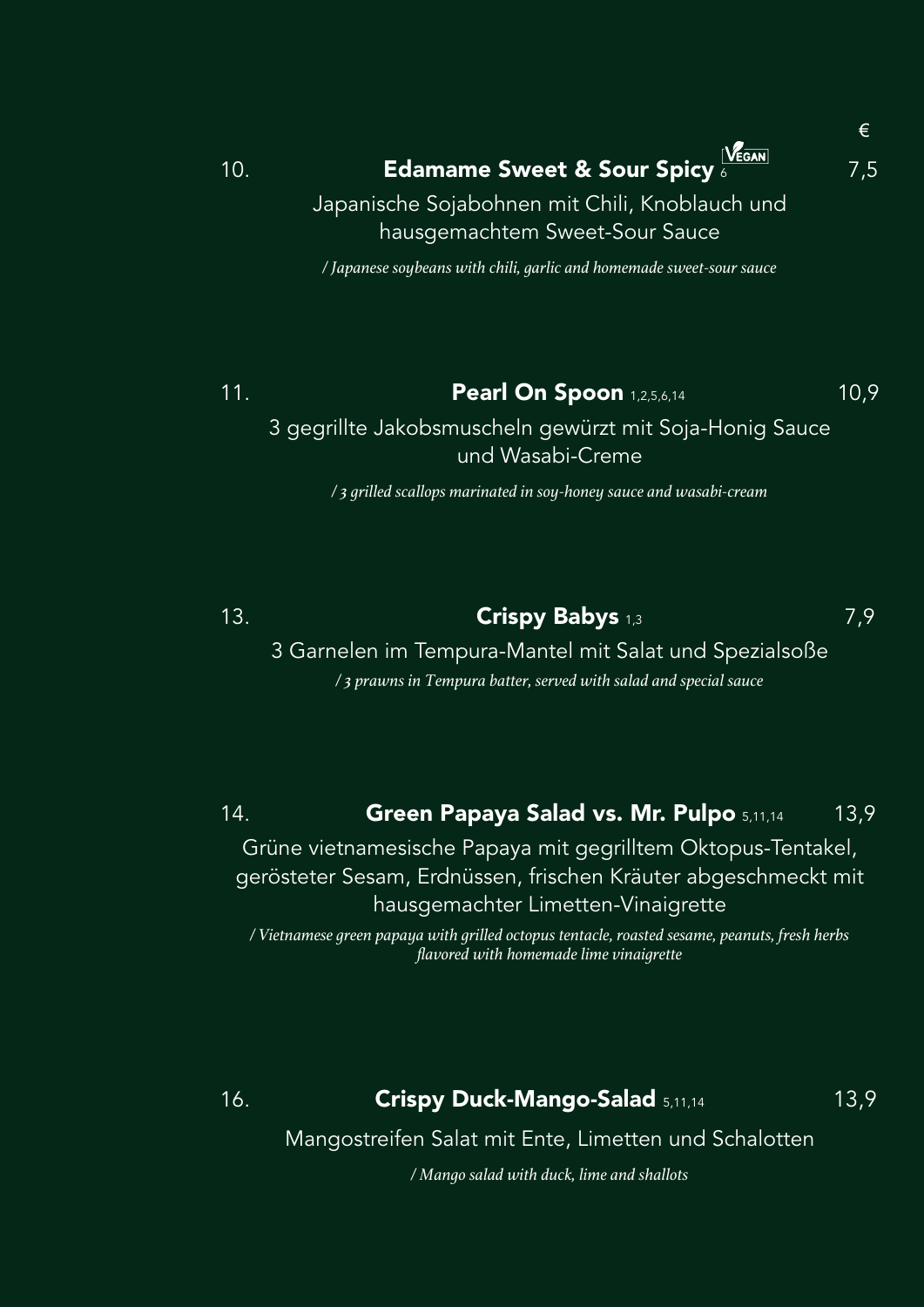€

**10. Edamame Sweet & Sour Spicy** VEGAN 6 — 7,5

Japanische Sojabohnen mit Chili, Knoblauch und hausgemachtem Sweet-Sour Sauce

*/ Japanese soybeans with chili, garlic and homemade sweet-sour sauce*

**11. Pearl On Spoon** 1,2,5,6,14 — 10,9

3 gegrillte Jakobsmuscheln gewürzt mit Soja-Honig Sauce und Wasabi-Creme

*/ 3 grilled scallops marinated in soy-honey sauce and wasabi-cream*

**13. Crispy Babys** 1,3 — 7,9

3 Garnelen im Tempura-Mantel mit Salat und Spezialsoße

*/ 3 prawns in Tempura batter, served with salad and special sauce*

**14. Green Papaya Salad vs. Mr. Pulpo** 5,11,14 — 13,9

Grüne vietnamesische Papaya mit gegrilltem Oktopus-Tentakel, gerösteter Sesam, Erdnüssen, frischen Kräuter abgeschmeckt mit hausgemachter Limetten-Vinaigrette

*/ Vietnamese green papaya with grilled octopus tentacle, roasted sesame, peanuts, fresh herbs flavored with homemade lime vinaigrette*

**16. Crispy Duck-Mango-Salad** 5,11,14 — 13,9

Mangostreifen Salat mit Ente, Limetten und Schalotten

*/ Mango salad with duck, lime and shallots*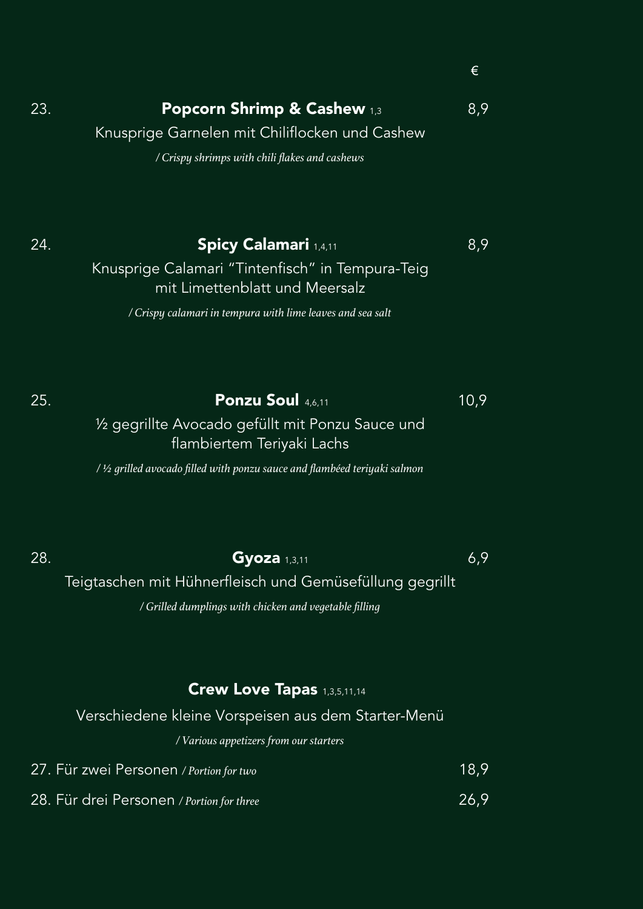€

23. **Popcorn Shrimp & Cashew** 1,3 — 8,9

Knusprige Garnelen mit Chiliflocken und Cashew

*/ Crispy shrimps with chili flakes and cashews*

24. **Spicy Calamari** 1,4,11 — 8,9

Knusprige Calamari "Tintenfisch" in Tempura-Teig mit Limettenblatt und Meersalz

*/ Crispy calamari in tempura with lime leaves and sea salt*

25. **Ponzu Soul** 4,6,11 — 10,9

½ gegrillte Avocado gefüllt mit Ponzu Sauce und flambiertem Teriyaki Lachs

*/ ½ grilled avocado filled with ponzu sauce and flambéed teriyaki salmon*

28. **Gyoza** 1,3,11 — 6,9

Teigtaschen mit Hühnerfleisch und Gemüsefüllung gegrillt

*/ Grilled dumplings with chicken and vegetable filling*

**Crew Love Tapas** 1,3,5,11,14

Verschiedene kleine Vorspeisen aus dem Starter-Menü

*/ Various appetizers from our starters*

27. Für zwei Personen */ Portion for two* — 18,9

28. Für drei Personen */ Portion for three* — 26,9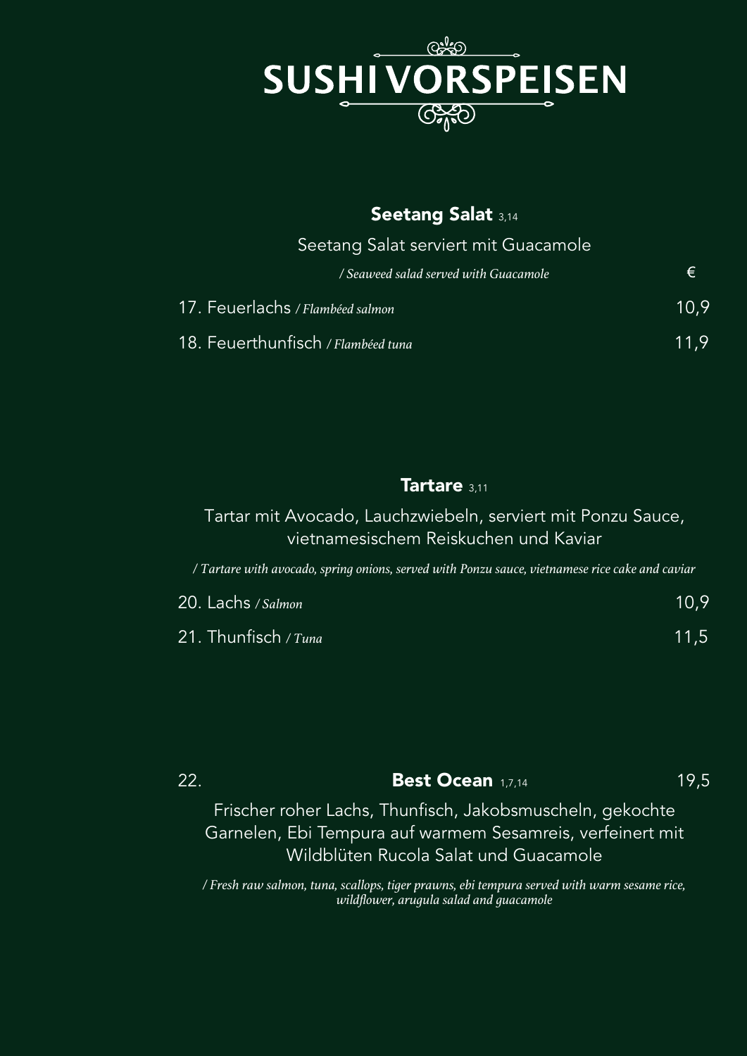# SUSHI VORSPEISEN

## Seetang Salat 3,14

Seetang Salat serviert mit Guacamole

*/ Seaweed salad served with Guacamole*

| | € |
|---|---|
| 17. Feuerlachs */ Flambéed salmon* | 10,9 |
| 18. Feuerthunfisch */ Flambéed tuna* | 11,9 |

## Tartare 3,11

Tartar mit Avocado, Lauchzwiebeln, serviert mit Ponzu Sauce, vietnamesischem Reiskuchen und Kaviar

*/ Tartare with avocado, spring onions, served with Ponzu sauce, vietnamese rice cake and caviar*

| | |
|---|---|
| 20. Lachs */ Salmon* | 10,9 |
| 21. Thunfisch */ Tuna* | 11,5 |

## 22. Best Ocean 1,7,14 — 19,5

Frischer roher Lachs, Thunfisch, Jakobsmuscheln, gekochte Garnelen, Ebi Tempura auf warmem Sesamreis, verfeinert mit Wildblüten Rucola Salat und Guacamole

*/ Fresh raw salmon, tuna, scallops, tiger prawns, ebi tempura served with warm sesame rice, wildflower, arugula salad and guacamole*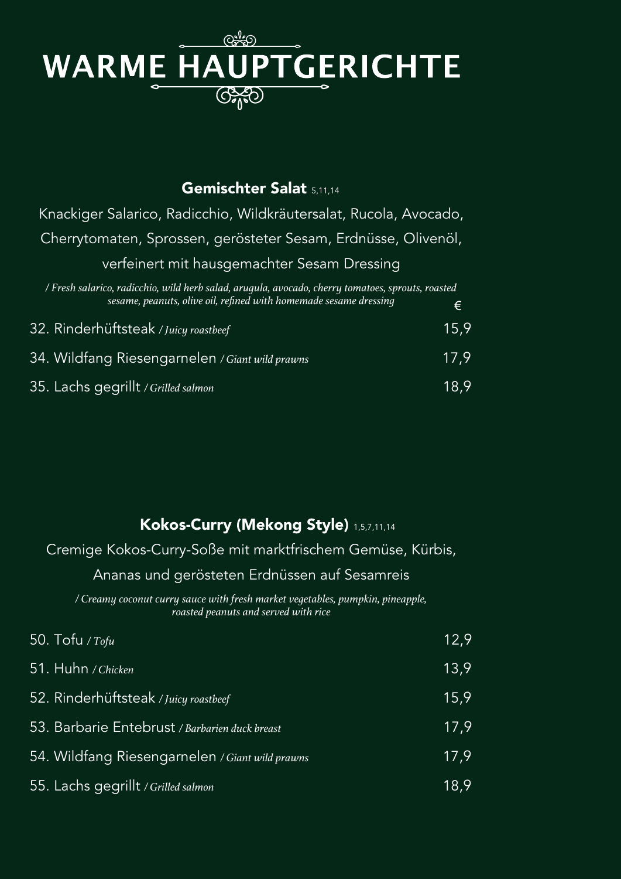# WARME HAUPTGERICHTE

## Gemischter Salat 5,11,14

Knackiger Salarico, Radicchio, Wildkräutersalat, Rucola, Avocado, Cherrytomaten, Sprossen, gerösteter Sesam, Erdnüsse, Olivenöl, verfeinert mit hausgemachter Sesam Dressing

*/ Fresh salarico, radicchio, wild herb salad, arugula, avocado, cherry tomatoes, sprouts, roasted sesame, peanuts, olive oil, refined with homemade sesame dressing*

| | € |
|---|---|
| 32. Rinderhüftsteak */ Juicy roastbeef* | 15,9 |
| 34. Wildfang Riesengarnelen */ Giant wild prawns* | 17,9 |
| 35. Lachs gegrillt */ Grilled salmon* | 18,9 |

## Kokos-Curry (Mekong Style) 1,5,7,11,14

Cremige Kokos-Curry-Soße mit marktfrischem Gemüse, Kürbis, Ananas und gerösteten Erdnüssen auf Sesamreis

*/ Creamy coconut curry sauce with fresh market vegetables, pumpkin, pineapple, roasted peanuts and served with rice*

| | |
|---|---|
| 50. Tofu */ Tofu* | 12,9 |
| 51. Huhn */ Chicken* | 13,9 |
| 52. Rinderhüftsteak */ Juicy roastbeef* | 15,9 |
| 53. Barbarie Entebrust */ Barbarien duck breast* | 17,9 |
| 54. Wildfang Riesengarnelen */ Giant wild prawns* | 17,9 |
| 55. Lachs gegrillt */ Grilled salmon* | 18,9 |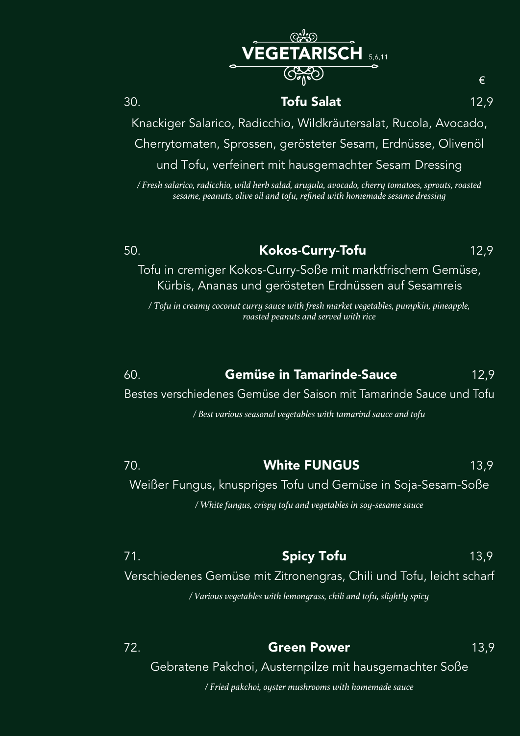# VEGETARISCH 5,6,11

€

### 30. **Tofu Salat** 12,9

Knackiger Salarico, Radicchio, Wildkräutersalat, Rucola, Avocado, Cherrytomaten, Sprossen, gerösteter Sesam, Erdnüsse, Olivenöl und Tofu, verfeinert mit hausgemachter Sesam Dressing

*/ Fresh salarico, radicchio, wild herb salad, arugula, avocado, cherry tomatoes, sprouts, roasted sesame, peanuts, olive oil and tofu, refined with homemade sesame dressing*

### 50. **Kokos-Curry-Tofu** 12,9

Tofu in cremiger Kokos-Curry-Soße mit marktfrischem Gemüse, Kürbis, Ananas und gerösteten Erdnüssen auf Sesamreis

*/ Tofu in creamy coconut curry sauce with fresh market vegetables, pumpkin, pineapple, roasted peanuts and served with rice*

### 60. **Gemüse in Tamarinde-Sauce** 12,9

Bestes verschiedenes Gemüse der Saison mit Tamarinde Sauce und Tofu

*/ Best various seasonal vegetables with tamarind sauce and tofu*

### 70. **White FUNGUS** 13,9

Weißer Fungus, knuspriges Tofu und Gemüse in Soja-Sesam-Soße

*/ White fungus, crispy tofu and vegetables in soy-sesame sauce*

### 71. **Spicy Tofu** 13,9

Verschiedenes Gemüse mit Zitronengras, Chili und Tofu, leicht scharf

*/ Various vegetables with lemongrass, chili and tofu, slightly spicy*

### 72. **Green Power** 13,9

Gebratene Pakchoi, Austernpilze mit hausgemachter Soße

*/ Fried pakchoi, oyster mushrooms with homemade sauce*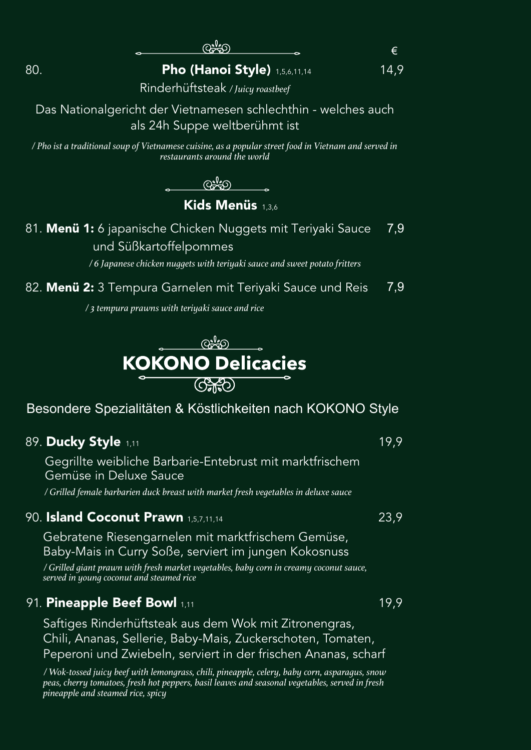€

80. **Pho (Hanoi Style)** 1,5,6,11,14 — 14,9

Rinderhüftsteak */ Juicy roastbeef*

Das Nationalgericht der Vietnamesen schlechthin - welches auch als 24h Suppe weltberühmt ist

*/ Pho ist a traditional soup of Vietnamese cuisine, as a popular street food in Vietnam and served in restaurants around the world*

## Kids Menüs 1,3,6

81. **Menü 1:** 6 japanische Chicken Nuggets mit Teriyaki Sauce und Süßkartoffelpommes — 7,9

*/ 6 Japanese chicken nuggets with teriyaki sauce and sweet potato fritters*

82. **Menü 2:** 3 Tempura Garnelen mit Teriyaki Sauce und Reis — 7,9

*/ 3 tempura prawns with teriyaki sauce and rice*

# KOKONO Delicacies

Besondere Spezialitäten & Köstlichkeiten nach KOKONO Style

89. **Ducky Style** 1,11 — 19,9

Gegrillte weibliche Barbarie-Entebrust mit marktfrischem Gemüse in Deluxe Sauce

*/ Grilled female barbarien duck breast with market fresh vegetables in deluxe sauce*

90. **Island Coconut Prawn** 1,5,7,11,14 — 23,9

Gebratene Riesengarnelen mit marktfrischem Gemüse, Baby-Mais in Curry Soße, serviert im jungen Kokosnuss

*/ Grilled giant prawn with fresh market vegetables, baby corn in creamy coconut sauce, served in young coconut and steamed rice*

91. **Pineapple Beef Bowl** 1,11 — 19,9

Saftiges Rinderhüftsteak aus dem Wok mit Zitronengras, Chili, Ananas, Sellerie, Baby-Mais, Zuckerschoten, Tomaten, Peperoni und Zwiebeln, serviert in der frischen Ananas, scharf

*/ Wok-tossed juicy beef with lemongrass, chili, pineapple, celery, baby corn, asparagus, snow peas, cherry tomatoes, fresh hot peppers, basil leaves and seasonal vegetables, served in fresh pineapple and steamed rice, spicy*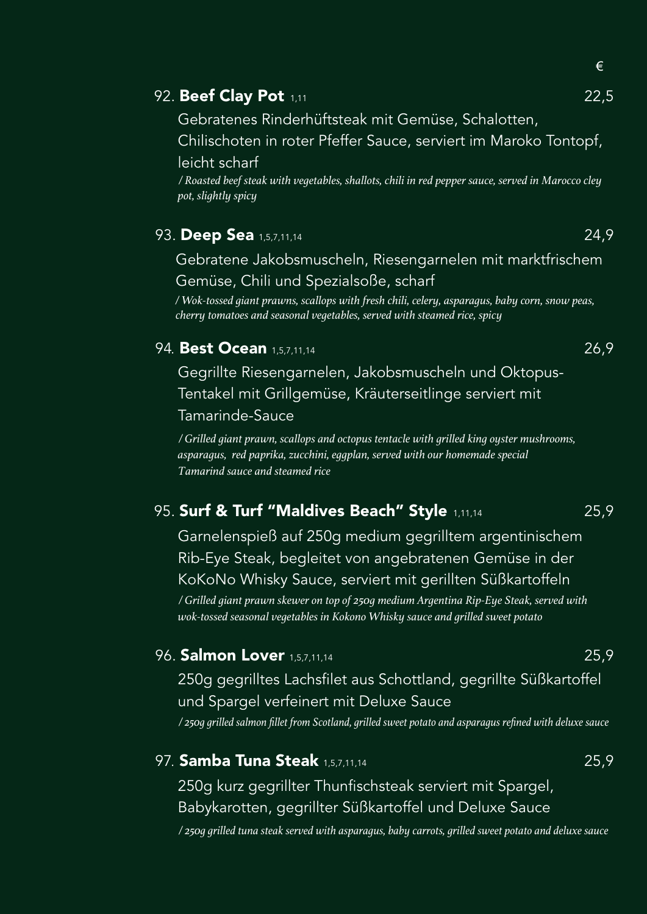€

### 92. **Beef Clay Pot** 1,11 — 22,5

Gebratenes Rinderhüftsteak mit Gemüse, Schalotten, Chilischoten in roter Pfeffer Sauce, serviert im Maroko Tontopf, leicht scharf

*/ Roasted beef steak with vegetables, shallots, chili in red pepper sauce, served in Marocco cley pot, slightly spicy*

### 93. **Deep Sea** 1,5,7,11,14 — 24,9

Gebratene Jakobsmuscheln, Riesengarnelen mit marktfrischem Gemüse, Chili und Spezialsoße, scharf

*/ Wok-tossed giant prawns, scallops with fresh chili, celery, asparagus, baby corn, snow peas, cherry tomatoes and seasonal vegetables, served with steamed rice, spicy*

### 94. **Best Ocean** 1,5,7,11,14 — 26,9

Gegrillte Riesengarnelen, Jakobsmuscheln und Oktopus-Tentakel mit Grillgemüse, Kräuterseitlinge serviert mit Tamarinde-Sauce

*/ Grilled giant prawn, scallops and octopus tentacle with grilled king oyster mushrooms, asparagus, red paprika, zucchini, eggplan, served with our homemade special Tamarind sauce and steamed rice*

### 95. **Surf & Turf "Maldives Beach" Style** 1,11,14 — 25,9

Garnelenspieß auf 250g medium gegrilltem argentinischem Rib-Eye Steak, begleitet von angebratenen Gemüse in der KoKoNo Whisky Sauce, serviert mit gerillten Süßkartoffeln

*/ Grilled giant prawn skewer on top of 250g medium Argentina Rip-Eye Steak, served with wok-tossed seasonal vegetables in Kokono Whisky sauce and grilled sweet potato*

### 96. **Salmon Lover** 1,5,7,11,14 — 25,9

250g gegrilltes Lachsfilet aus Schottland, gegrillte Süßkartoffel und Spargel verfeinert mit Deluxe Sauce

*/ 250g grilled salmon fillet from Scotland, grilled sweet potato and asparagus refined with deluxe sauce*

### 97. **Samba Tuna Steak** 1,5,7,11,14 — 25,9

250g kurz gegrillter Thunfischsteak serviert mit Spargel, Babykarotten, gegrillter Süßkartoffel und Deluxe Sauce

*/ 250g grilled tuna steak served with asparagus, baby carrots, grilled sweet potato and deluxe sauce*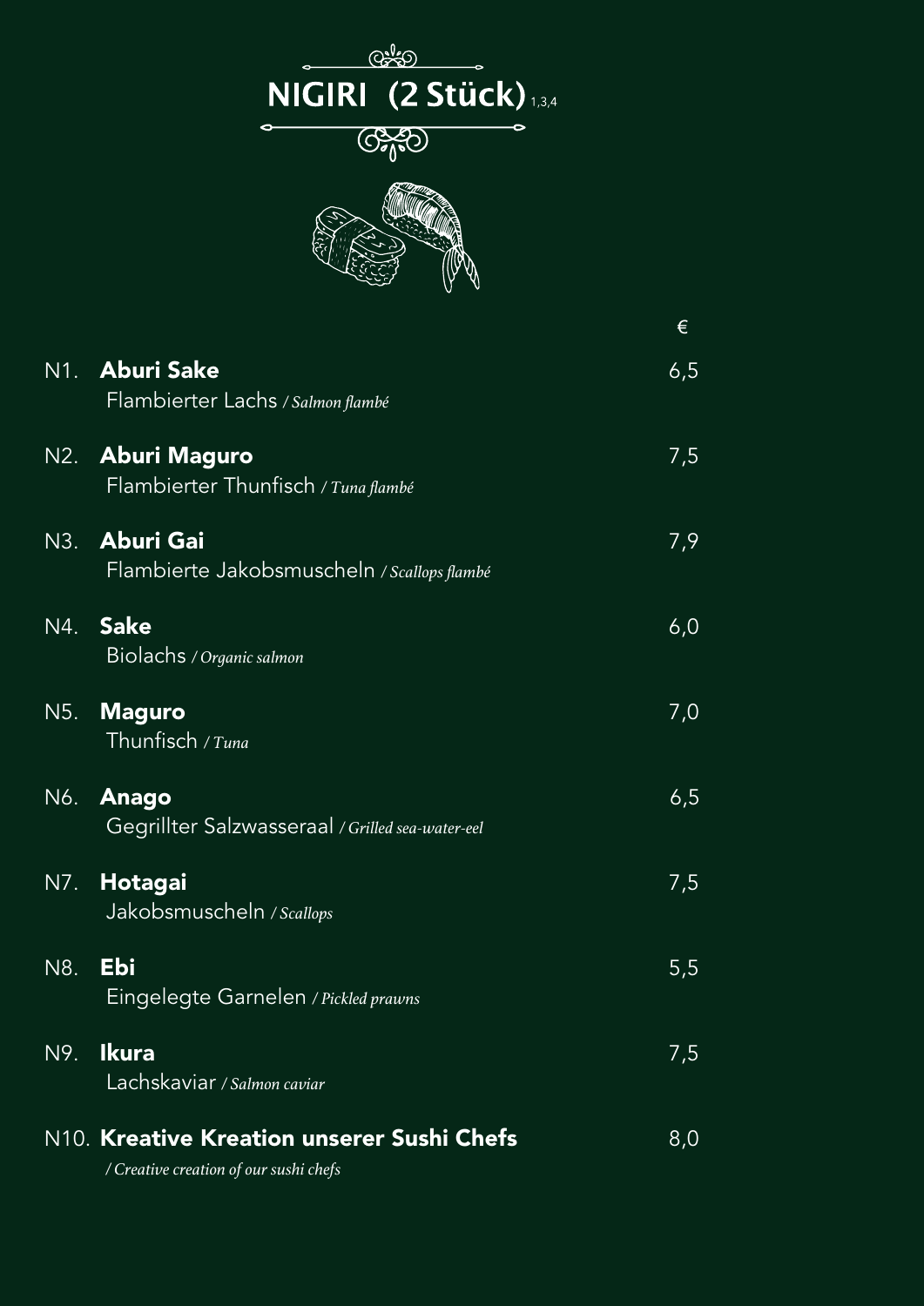# NIGIRI (2 Stück) [1,3,4]

| | | € |
|---|---|---|
| N1. | **Aburi Sake**<br>Flambierter Lachs */ Salmon flambé* | 6,5 |
| N2. | **Aburi Maguro**<br>Flambierter Thunfisch */ Tuna flambé* | 7,5 |
| N3. | **Aburi Gai**<br>Flambierte Jakobsmuscheln */ Scallops flambé* | 7,9 |
| N4. | **Sake**<br>Biolachs */ Organic salmon* | 6,0 |
| N5. | **Maguro**<br>Thunfisch */ Tuna* | 7,0 |
| N6. | **Anago**<br>Gegrillter Salzwasseraal */ Grilled sea-water-eel* | 6,5 |
| N7. | **Hotagai**<br>Jakobsmuscheln */ Scallops* | 7,5 |
| N8. | **Ebi**<br>Eingelegte Garnelen */ Pickled prawns* | 5,5 |
| N9. | **Ikura**<br>Lachskaviar */ Salmon caviar* | 7,5 |
| N10. | **Kreative Kreation unserer Sushi Chefs**<br>*/ Creative creation of our sushi chefs* | 8,0 |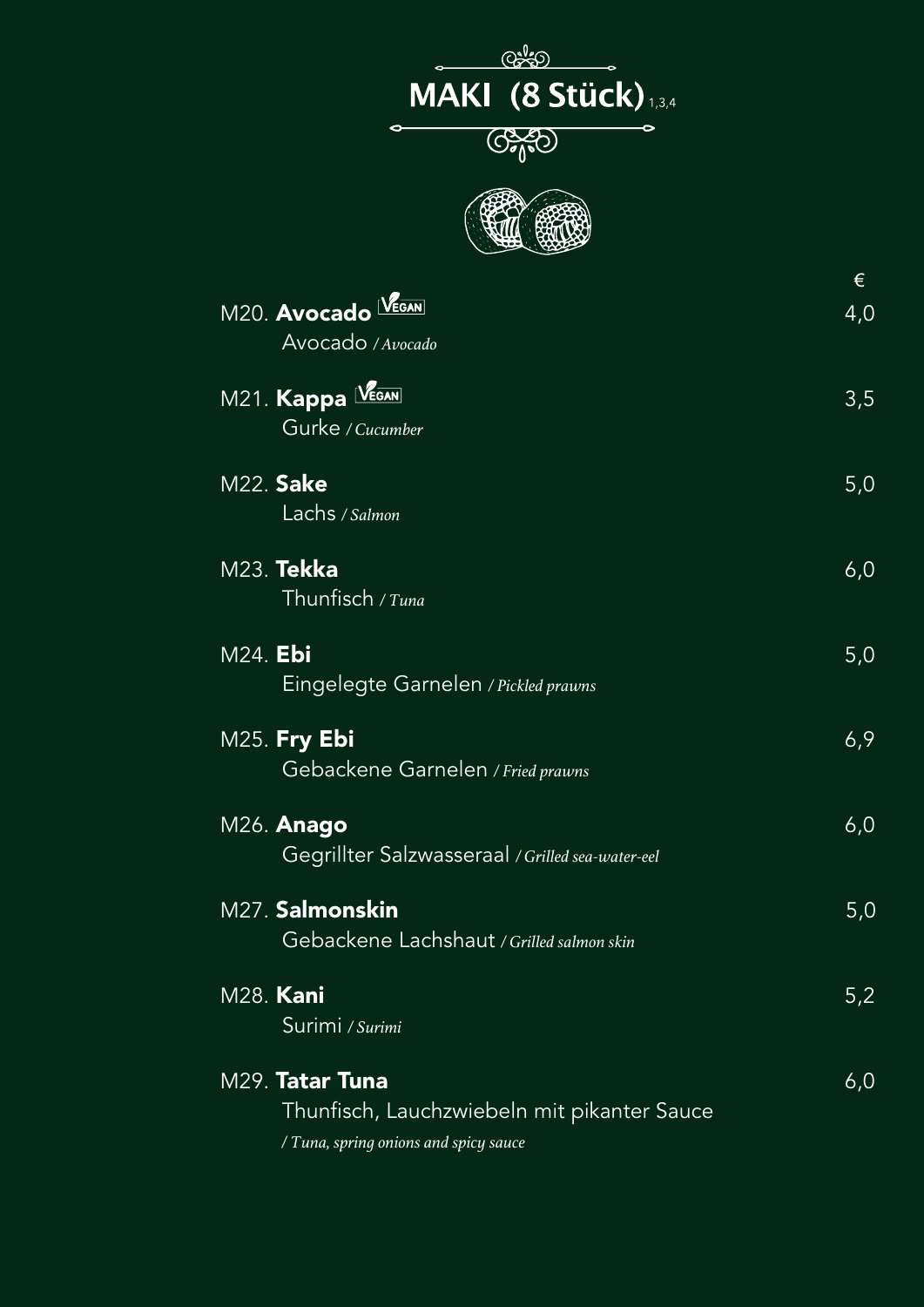# MAKI (8 Stück) [1,3,4]

| | € |
|---|---|
| M20. **Avocado** VEGAN<br>Avocado / *Avocado* | 4,0 |
| M21. **Kappa** VEGAN<br>Gurke / *Cucumber* | 3,5 |
| M22. **Sake**<br>Lachs / *Salmon* | 5,0 |
| M23. **Tekka**<br>Thunfisch / *Tuna* | 6,0 |
| M24. **Ebi**<br>Eingelegte Garnelen / *Pickled prawns* | 5,0 |
| M25. **Fry Ebi**<br>Gebackene Garnelen / *Fried prawns* | 6,9 |
| M26. **Anago**<br>Gegrillter Salzwasseraal / *Grilled sea-water-eel* | 6,0 |
| M27. **Salmonskin**<br>Gebackene Lachshaut / *Grilled salmon skin* | 5,0 |
| M28. **Kani**<br>Surimi / *Surimi* | 5,2 |
| M29. **Tatar Tuna**<br>Thunfisch, Lauchzwiebeln mit pikanter Sauce<br>/ *Tuna, spring onions and spicy sauce* | 6,0 |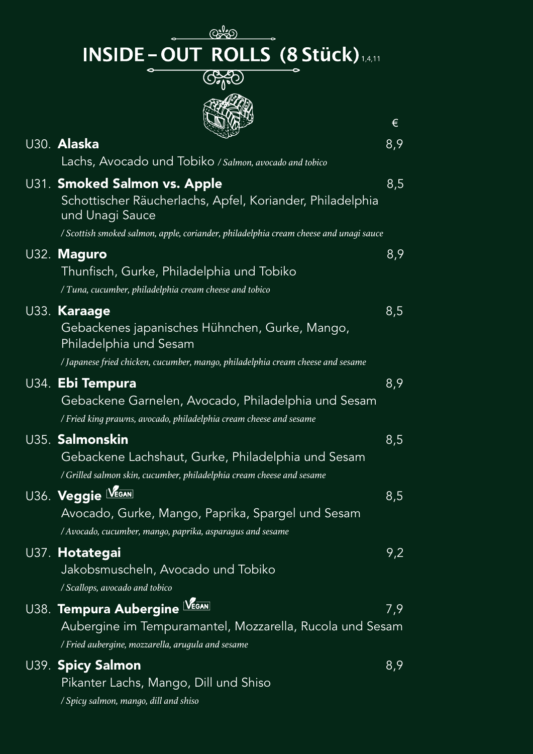# INSIDE – OUT ROLLS (8 Stück) [1,4,11]

€

**U30. Alaska** — 8,9
Lachs, Avocado und Tobiko */ Salmon, avocado and tobico*

**U31. Smoked Salmon vs. Apple** — 8,5
Schottischer Räucherlachs, Apfel, Koriander, Philadelphia und Unagi Sauce
*/ Scottish smoked salmon, apple, coriander, philadelphia cream cheese and unagi sauce*

**U32. Maguro** — 8,9
Thunfisch, Gurke, Philadelphia und Tobiko
*/ Tuna, cucumber, philadelphia cream cheese and tobico*

**U33. Karaage** — 8,5
Gebackenes japanisches Hühnchen, Gurke, Mango, Philadelphia und Sesam
*/ Japanese fried chicken, cucumber, mango, philadelphia cream cheese and sesame*

**U34. Ebi Tempura** — 8,9
Gebackene Garnelen, Avocado, Philadelphia und Sesam
*/ Fried king prawns, avocado, philadelphia cream cheese and sesame*

**U35. Salmonskin** — 8,5
Gebackene Lachshaut, Gurke, Philadelphia und Sesam
*/ Grilled salmon skin, cucumber, philadelphia cream cheese and sesame*

**U36. Veggie** VEGAN — 8,5
Avocado, Gurke, Mango, Paprika, Spargel und Sesam
*/ Avocado, cucumber, mango, paprika, asparagus and sesame*

**U37. Hotategai** — 9,2
Jakobsmuscheln, Avocado und Tobiko
*/ Scallops, avocado and tobico*

**U38. Tempura Aubergine** VEGAN — 7,9
Aubergine im Tempuramantel, Mozzarella, Rucola und Sesam
*/ Fried aubergine, mozzarella, arugula and sesame*

**U39. Spicy Salmon** — 8,9
Pikanter Lachs, Mango, Dill und Shiso
*/ Spicy salmon, mango, dill and shiso*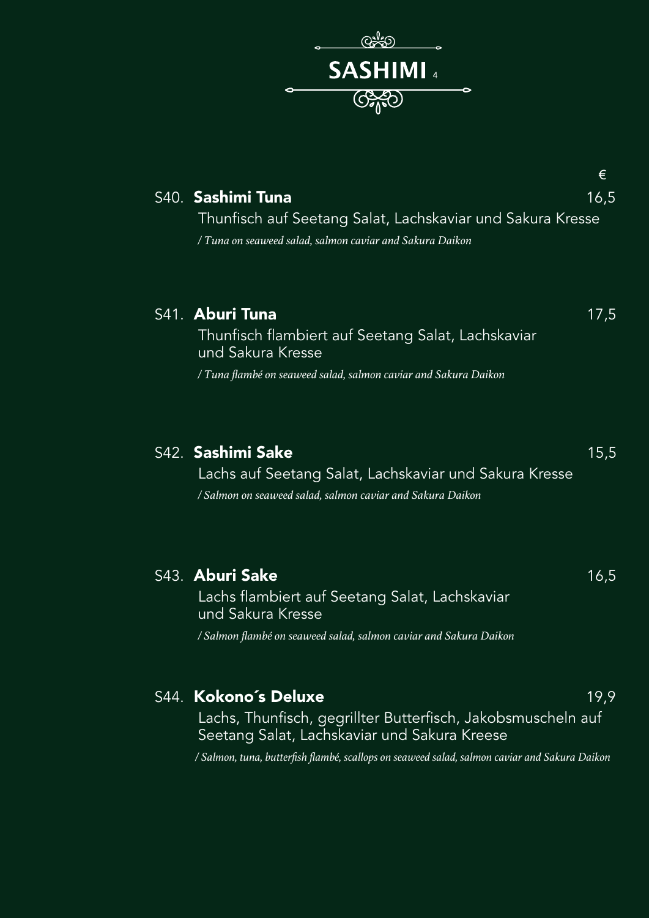# SASHIMI [4]

€

**S40. Sashimi Tuna** 16,5

Thunfisch auf Seetang Salat, Lachskaviar und Sakura Kresse

*/ Tuna on seaweed salad, salmon caviar and Sakura Daikon*

**S41. Aburi Tuna** 17,5

Thunfisch flambiert auf Seetang Salat, Lachskaviar und Sakura Kresse

*/ Tuna flambé on seaweed salad, salmon caviar and Sakura Daikon*

**S42. Sashimi Sake** 15,5

Lachs auf Seetang Salat, Lachskaviar und Sakura Kresse

*/ Salmon on seaweed salad, salmon caviar and Sakura Daikon*

**S43. Aburi Sake** 16,5

Lachs flambiert auf Seetang Salat, Lachskaviar und Sakura Kresse

*/ Salmon flambé on seaweed salad, salmon caviar and Sakura Daikon*

**S44. Kokono´s Deluxe** 19,9

Lachs, Thunfisch, gegrillter Butterfisch, Jakobsmuscheln auf Seetang Salat, Lachskaviar und Sakura Kreese

*/ Salmon, tuna, butterfish flambé, scallops on seaweed salad, salmon caviar and Sakura Daikon*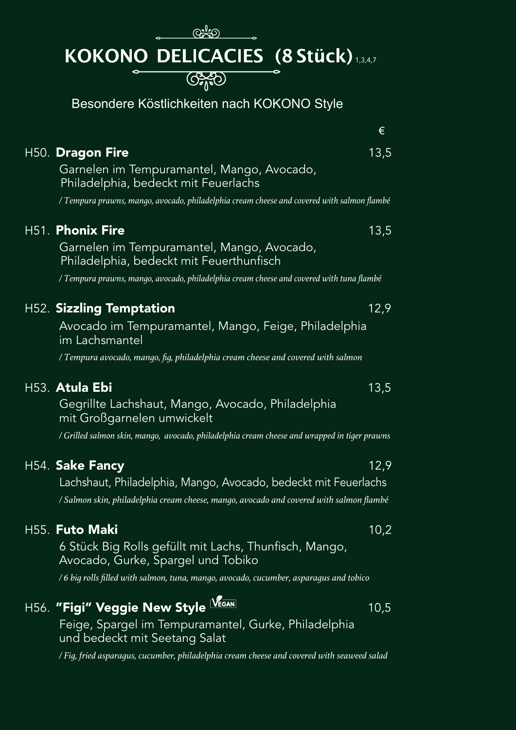# KOKONO DELICACIES (8 Stück) 1,3,4,7

Besondere Köstlichkeiten nach KOKONO Style

€

H50. **Dragon Fire** 13,5

Garnelen im Tempuramantel, Mango, Avocado, Philadelphia, bedeckt mit Feuerlachs

*/ Tempura prawns, mango, avocado, philadelphia cream cheese and covered with salmon flambé*

H51. **Phonix Fire** 13,5

Garnelen im Tempuramantel, Mango, Avocado, Philadelphia, bedeckt mit Feuerthunfisch

*/ Tempura prawns, mango, avocado, philadelphia cream cheese and covered with tuna flambé*

H52. **Sizzling Temptation** 12,9

Avocado im Tempuramantel, Mango, Feige, Philadelphia im Lachsmantel

*/ Tempura avocado, mango, fig, philadelphia cream cheese and covered with salmon*

H53. **Atula Ebi** 13,5

Gegrillte Lachshaut, Mango, Avocado, Philadelphia mit Großgarnelen umwickelt

*/ Grilled salmon skin, mango, avocado, philadelphia cream cheese and wrapped in tiger prawns*

H54. **Sake Fancy** 12,9

Lachshaut, Philadelphia, Mango, Avocado, bedeckt mit Feuerlachs

*/ Salmon skin, philadelphia cream cheese, mango, avocado and covered with salmon flambé*

H55. **Futo Maki** 10,2

6 Stück Big Rolls gefüllt mit Lachs, Thunfisch, Mango, Avocado, Gurke, Spargel und Tobiko

*/ 6 big rolls filled with salmon, tuna, mango, avocado, cucumber, asparagus and tobico*

H56. **"Figi" Veggie New Style** VEGAN 10,5

Feige, Spargel im Tempuramantel, Gurke, Philadelphia und bedeckt mit Seetang Salat

*/ Fig, fried asparagus, cucumber, philadelphia cream cheese and covered with seaweed salad*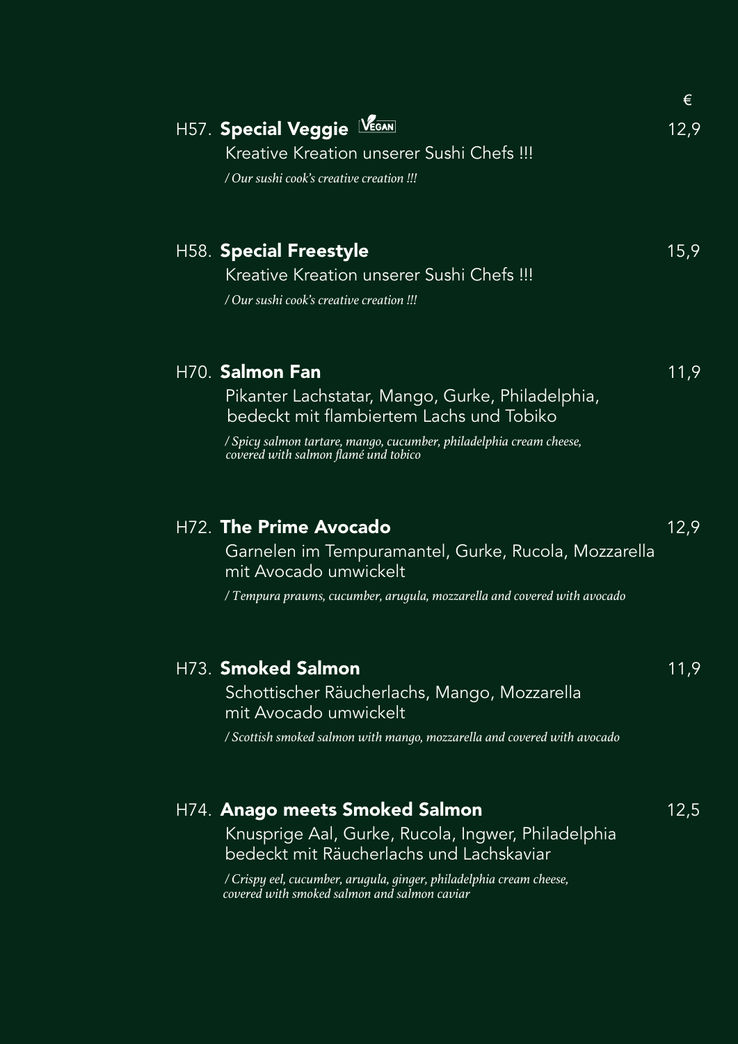€

**H57. Special Veggie** VEGAN — 12,9

Kreative Kreation unserer Sushi Chefs !!!

*/ Our sushi cook's creative creation !!!*

**H58. Special Freestyle** — 15,9

Kreative Kreation unserer Sushi Chefs !!!

*/ Our sushi cook's creative creation !!!*

**H70. Salmon Fan** — 11,9

Pikanter Lachstatar, Mango, Gurke, Philadelphia, bedeckt mit flambiertem Lachs und Tobiko

*/ Spicy salmon tartare, mango, cucumber, philadelphia cream cheese, covered with salmon flamé und tobico*

**H72. The Prime Avocado** — 12,9

Garnelen im Tempuramantel, Gurke, Rucola, Mozzarella mit Avocado umwickelt

*/ Tempura prawns, cucumber, arugula, mozzarella and covered with avocado*

**H73. Smoked Salmon** — 11,9

Schottischer Räucherlachs, Mango, Mozzarella mit Avocado umwickelt

*/ Scottish smoked salmon with mango, mozzarella and covered with avocado*

**H74. Anago meets Smoked Salmon** — 12,5

Knusprige Aal, Gurke, Rucola, Ingwer, Philadelphia bedeckt mit Räucherlachs und Lachskaviar

*/ Crispy eel, cucumber, arugula, ginger, philadelphia cream cheese, covered with smoked salmon and salmon caviar*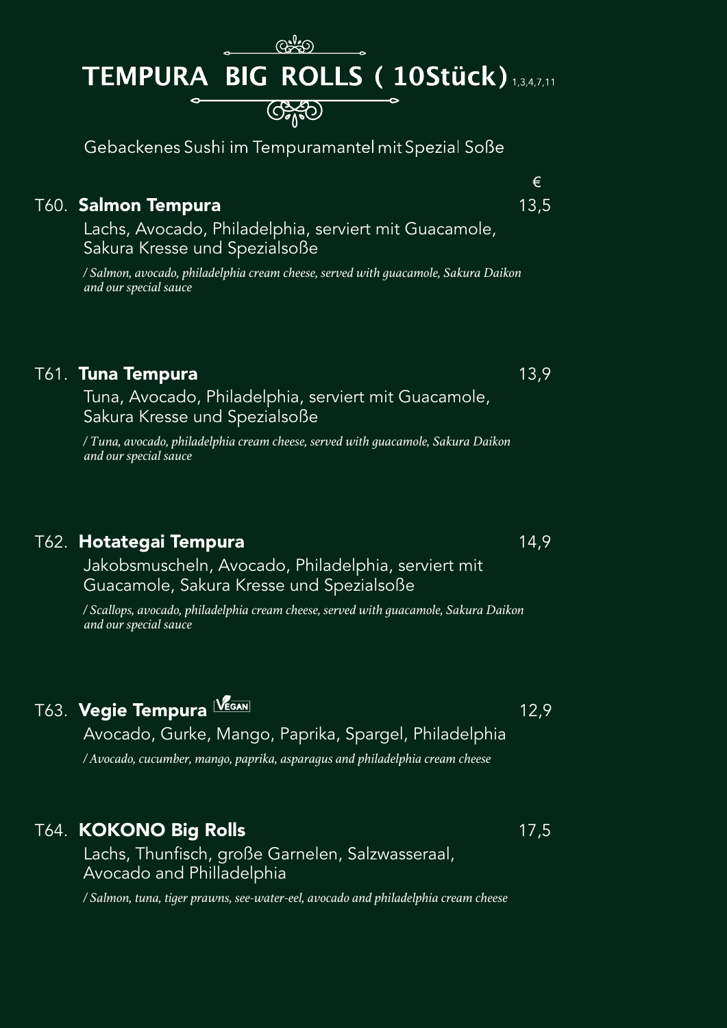# TEMPURA BIG ROLLS ( 10Stück) 1,3,4,7,11

Gebackenes Sushi im Tempuramantel mit Spezial Soße

€

**T60. Salmon Tempura** 13,5

Lachs, Avocado, Philadelphia, serviert mit Guacamole, Sakura Kresse und Spezialsoße

*/ Salmon, avocado, philadelphia cream cheese, served with guacamole, Sakura Daikon and our special sauce*

**T61. Tuna Tempura** 13,9

Tuna, Avocado, Philadelphia, serviert mit Guacamole, Sakura Kresse und Spezialsoße

*/ Tuna, avocado, philadelphia cream cheese, served with guacamole, Sakura Daikon and our special sauce*

**T62. Hotategai Tempura** 14,9

Jakobsmuscheln, Avocado, Philadelphia, serviert mit Guacamole, Sakura Kresse und Spezialsoße

*/ Scallops, avocado, philadelphia cream cheese, served with guacamole, Sakura Daikon and our special sauce*

**T63. Vegie Tempura** VEGAN 12,9

Avocado, Gurke, Mango, Paprika, Spargel, Philadelphia

*/ Avocado, cucumber, mango, paprika, asparagus and philadelphia cream cheese*

**T64. KOKONO Big Rolls** 17,5

Lachs, Thunfisch, große Garnelen, Salzwasseraal, Avocado and Philladelphia

*/ Salmon, tuna, tiger prawns, see-water-eel, avocado and philadelphia cream cheese*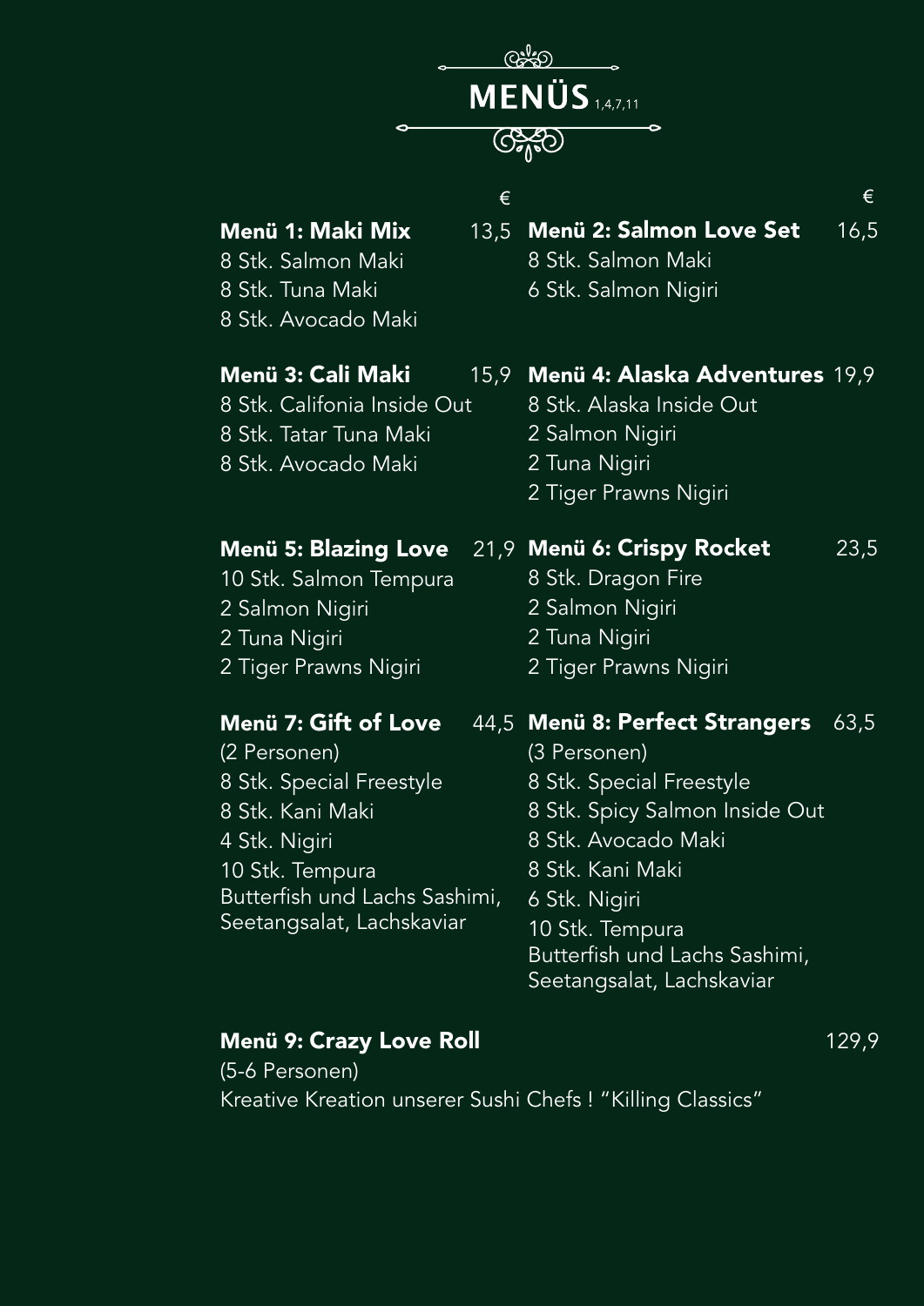# MENÜS 1,4,7,11

**Menü 1: Maki Mix** 13,5 €
8 Stk. Salmon Maki
8 Stk. Tuna Maki
8 Stk. Avocado Maki

**Menü 3: Cali Maki** 15,9
8 Stk. Califonia Inside Out
8 Stk. Tatar Tuna Maki
8 Stk. Avocado Maki

**Menü 5: Blazing Love** 21,9
10 Stk. Salmon Tempura
2 Salmon Nigiri
2 Tuna Nigiri
2 Tiger Prawns Nigiri

**Menü 7: Gift of Love** 44,5
(2 Personen)
8 Stk. Special Freestyle
8 Stk. Kani Maki
4 Stk. Nigiri
10 Stk. Tempura
Butterfish und Lachs Sashimi,
Seetangsalat, Lachskaviar

**Menü 2: Salmon Love Set** 16,5 €
8 Stk. Salmon Maki
6 Stk. Salmon Nigiri

**Menü 4: Alaska Adventures** 19,9
8 Stk. Alaska Inside Out
2 Salmon Nigiri
2 Tuna Nigiri
2 Tiger Prawns Nigiri

**Menü 6: Crispy Rocket** 23,5
8 Stk. Dragon Fire
2 Salmon Nigiri
2 Tuna Nigiri
2 Tiger Prawns Nigiri

**Menü 8: Perfect Strangers** 63,5
(3 Personen)
8 Stk. Special Freestyle
8 Stk. Spicy Salmon Inside Out
8 Stk. Avocado Maki
8 Stk. Kani Maki
6 Stk. Nigiri
10 Stk. Tempura
Butterfish und Lachs Sashimi,
Seetangsalat, Lachskaviar

**Menü 9: Crazy Love Roll** 129,9
(5-6 Personen)
Kreative Kreation unserer Sushi Chefs ! "Killing Classics"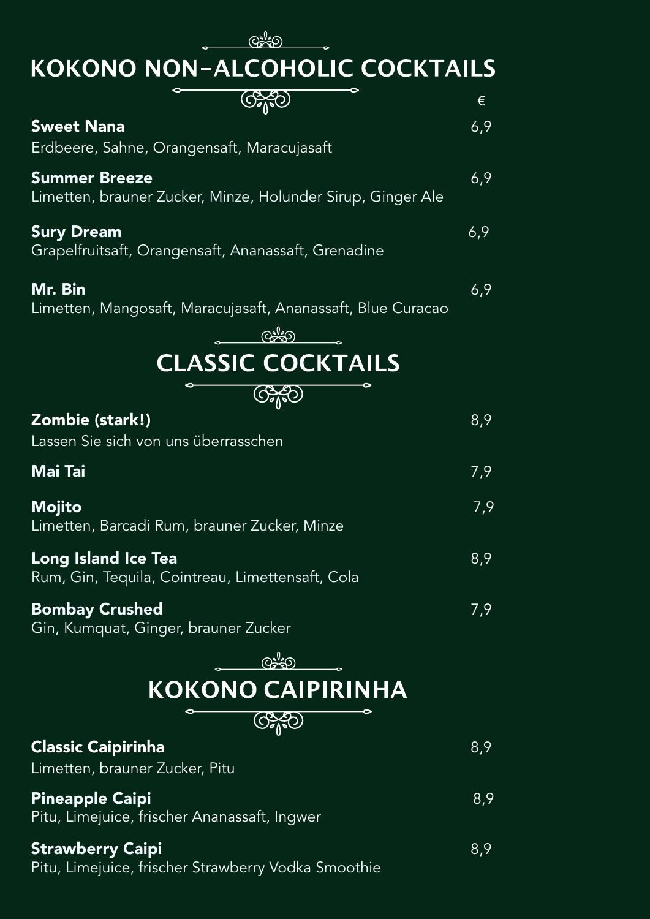# KOKONO NON-ALCOHOLIC COCKTAILS

€

**Sweet Nana** 6,9
Erdbeere, Sahne, Orangensaft, Maracujasaft

**Summer Breeze** 6,9
Limetten, brauner Zucker, Minze, Holunder Sirup, Ginger Ale

**Sury Dream** 6,9
Grapelfruitsaft, Orangensaft, Ananassaft, Grenadine

**Mr. Bin** 6,9
Limetten, Mangosaft, Maracujasaft, Ananassaft, Blue Curacao

# CLASSIC COCKTAILS

**Zombie (stark!)** 8,9
Lassen Sie sich von uns überrasschen

**Mai Tai** 7,9

**Mojito** 7,9
Limetten, Barcadi Rum, brauner Zucker, Minze

**Long Island Ice Tea** 8,9
Rum, Gin, Tequila, Cointreau, Limettensaft, Cola

**Bombay Crushed** 7,9
Gin, Kumquat, Ginger, brauner Zucker

# KOKONO CAIPIRINHA

**Classic Caipirinha** 8,9
Limetten, brauner Zucker, Pitu

**Pineapple Caipi** 8,9
Pitu, Limejuice, frischer Ananassaft, Ingwer

**Strawberry Caipi** 8,9
Pitu, Limejuice, frischer Strawberry Vodka Smoothie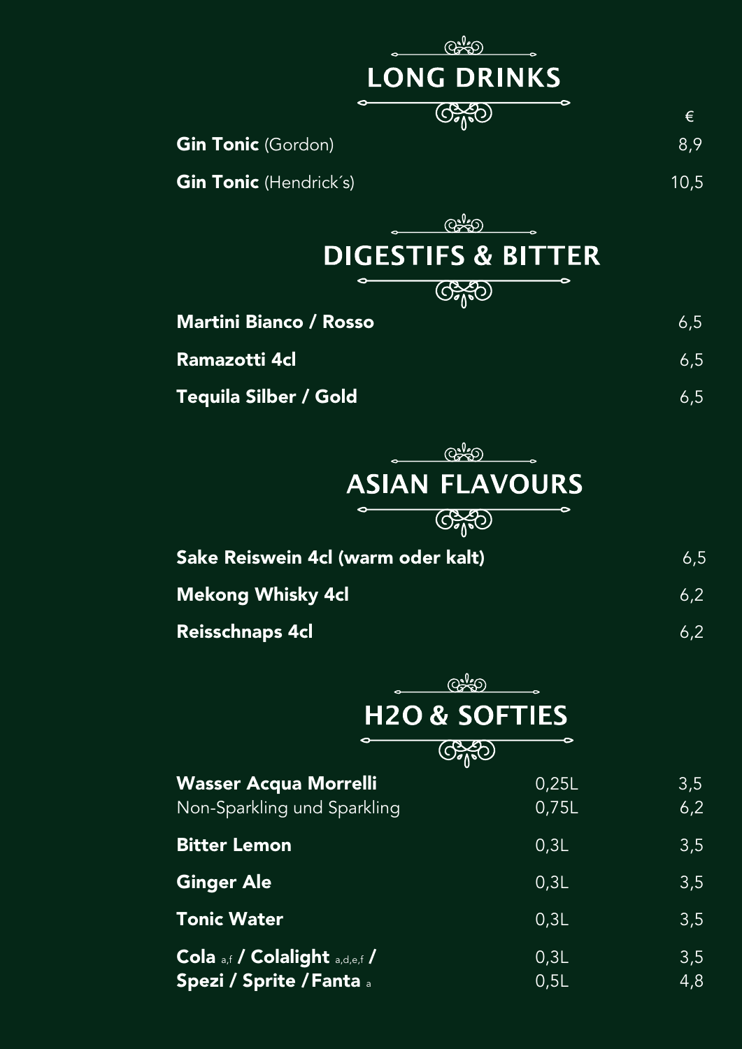## LONG DRINKS

| | € |
|---|---|
| **Gin Tonic** (Gordon) | 8,9 |
| **Gin Tonic** (Hendrick´s) | 10,5 |

## DIGESTIFS & BITTER

| | |
|---|---|
| **Martini Bianco / Rosso** | 6,5 |
| **Ramazotti 4cl** | 6,5 |
| **Tequila Silber / Gold** | 6,5 |

## ASIAN FLAVOURS

| | |
|---|---|
| **Sake Reiswein 4cl (warm oder kalt)** | 6,5 |
| **Mekong Whisky 4cl** | 6,2 |
| **Reisschnaps 4cl** | 6,2 |

## H2O & SOFTIES

| | | |
|---|---|---|
| **Wasser Acqua Morrelli**<br>Non-Sparkling und Sparkling | 0,25L<br>0,75L | 3,5<br>6,2 |
| **Bitter Lemon** | 0,3L | 3,5 |
| **Ginger Ale** | 0,3L | 3,5 |
| **Tonic Water** | 0,3L | 3,5 |
| **Cola** a,f **/ Colalight** a,d,e,f **/**<br>**Spezi / Sprite / Fanta** a | 0,3L<br>0,5L | 3,5<br>4,8 |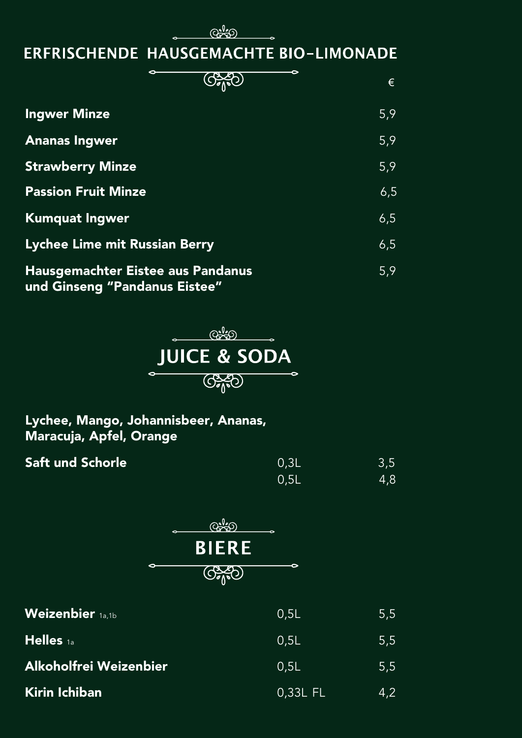## ERFRISCHENDE HAUSGEMACHTE BIO-LIMONADE

| | € |
|---|---|
| **Ingwer Minze** | 5,9 |
| **Ananas Ingwer** | 5,9 |
| **Strawberry Minze** | 5,9 |
| **Passion Fruit Minze** | 6,5 |
| **Kumquat Ingwer** | 6,5 |
| **Lychee Lime mit Russian Berry** | 6,5 |
| **Hausgemachter Eistee aus Pandanus und Ginseng "Pandanus Eistee"** | 5,9 |

## JUICE & SODA

**Lychee, Mango, Johannisbeer, Ananas, Maracuja, Apfel, Orange**

| | | |
|---|---|---|
| **Saft und Schorle** | 0,3L | 3,5 |
| | 0,5L | 4,8 |

## BIERE

| | | |
|---|---|---|
| **Weizenbier** 1a,1b | 0,5L | 5,5 |
| **Helles** 1a | 0,5L | 5,5 |
| **Alkoholfrei Weizenbier** | 0,5L | 5,5 |
| **Kirin Ichiban** | 0,33L FL | 4,2 |